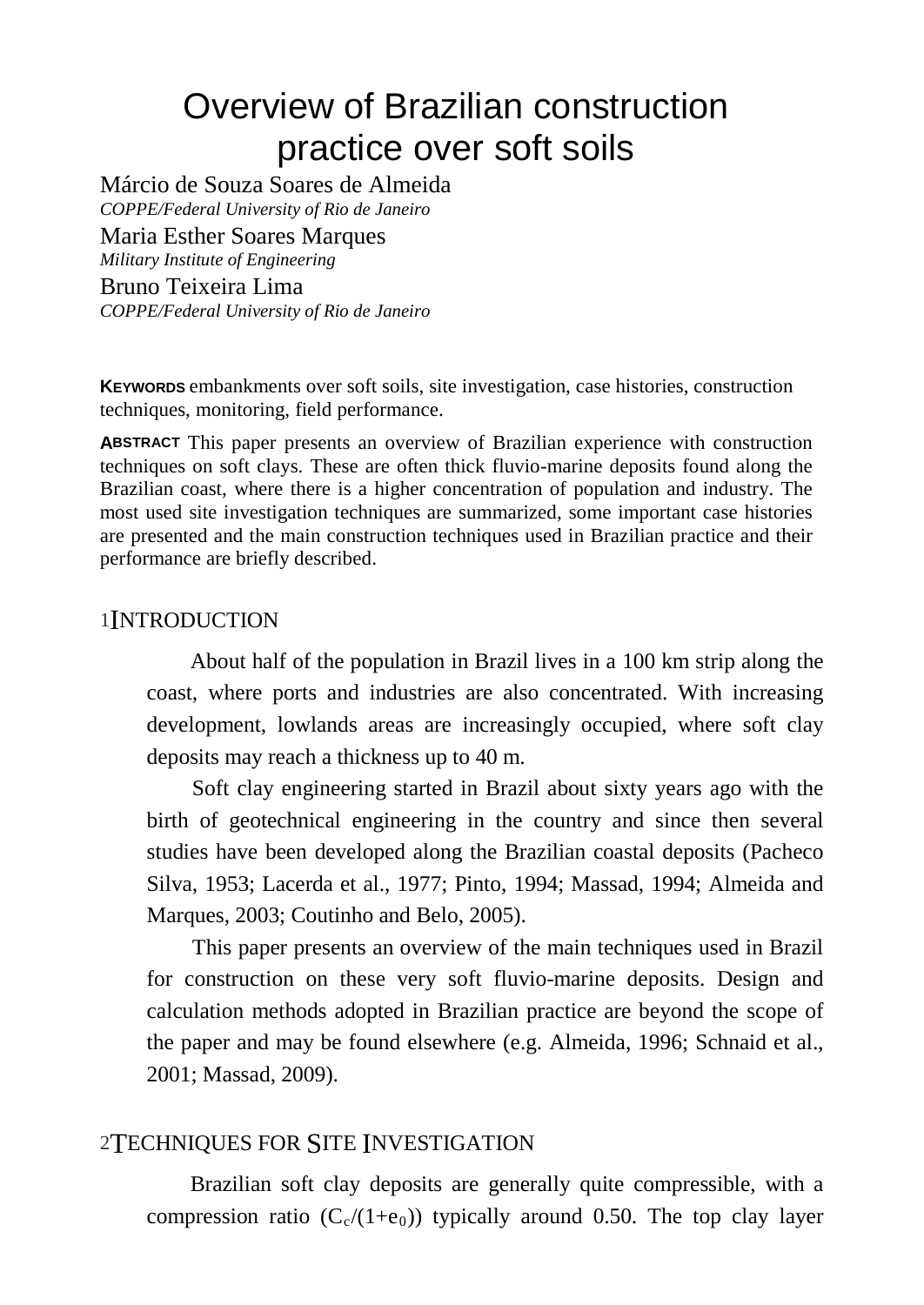# Overview of Brazilian construction practice over soft soils

Márcio de Souza Soares de Almeida
*COPPE/Federal University of Rio de Janeiro*

Maria Esther Soares Marques
*Military Institute of Engineering*

Bruno Teixeira Lima
*COPPE/Federal University of Rio de Janeiro*

**KEYWORDS** embankments over soft soils, site investigation, case histories, construction techniques, monitoring, field performance.

**ABSTRACT** This paper presents an overview of Brazilian experience with construction techniques on soft clays. These are often thick fluvio-marine deposits found along the Brazilian coast, where there is a higher concentration of population and industry. The most used site investigation techniques are summarized, some important case histories are presented and the main construction techniques used in Brazilian practice and their performance are briefly described.

## 1 INTRODUCTION

About half of the population in Brazil lives in a 100 km strip along the coast, where ports and industries are also concentrated. With increasing development, lowlands areas are increasingly occupied, where soft clay deposits may reach a thickness up to 40 m.

Soft clay engineering started in Brazil about sixty years ago with the birth of geotechnical engineering in the country and since then several studies have been developed along the Brazilian coastal deposits (Pacheco Silva, 1953; Lacerda et al., 1977; Pinto, 1994; Massad, 1994; Almeida and Marques, 2003; Coutinho and Belo, 2005).

This paper presents an overview of the main techniques used in Brazil for construction on these very soft fluvio-marine deposits. Design and calculation methods adopted in Brazilian practice are beyond the scope of the paper and may be found elsewhere (e.g. Almeida, 1996; Schnaid et al., 2001; Massad, 2009).

## 2 TECHNIQUES FOR SITE INVESTIGATION

Brazilian soft clay deposits are generally quite compressible, with a compression ratio ($C_c/(1+e_0)$) typically around 0.50. The top clay layer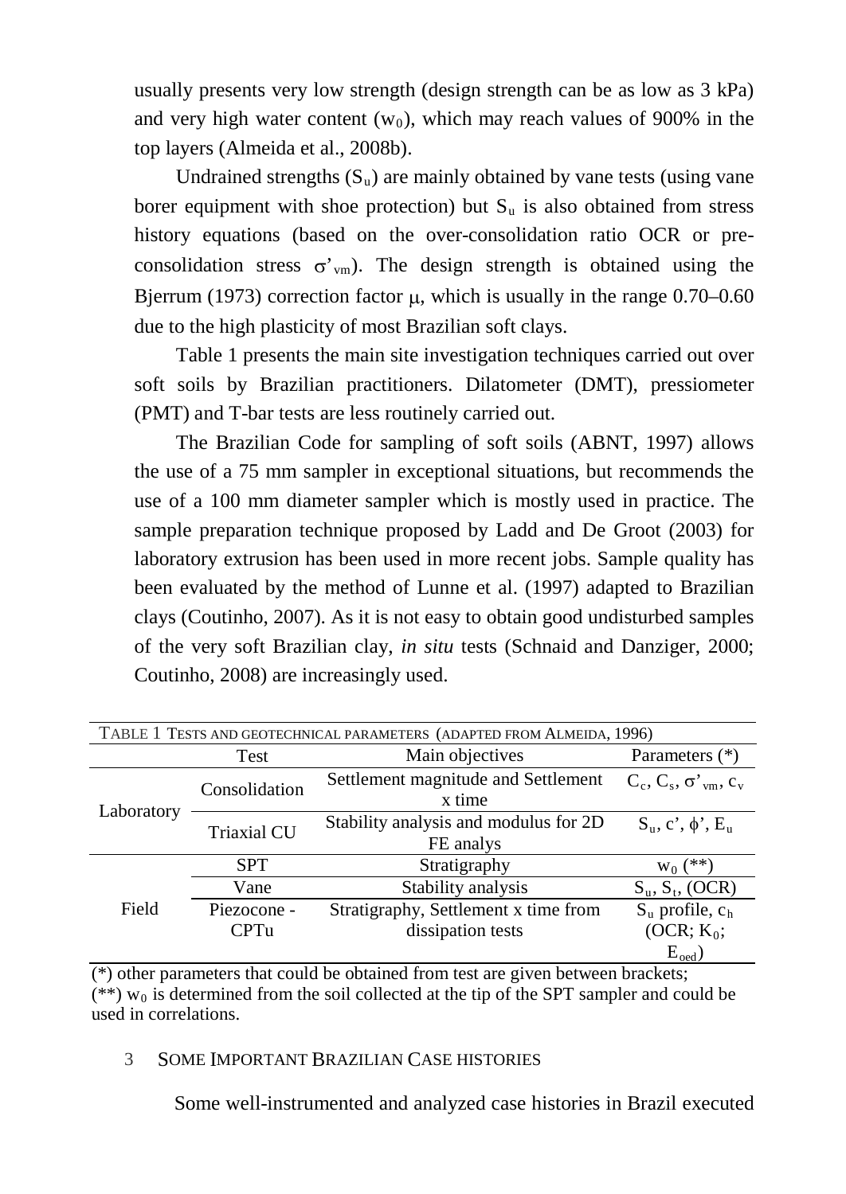usually presents very low strength (design strength can be as low as 3 kPa) and very high water content ($w_0$), which may reach values of 900% in the top layers (Almeida et al., 2008b).

Undrained strengths ($S_u$) are mainly obtained by vane tests (using vane borer equipment with shoe protection) but $S_u$ is also obtained from stress history equations (based on the over-consolidation ratio OCR or pre-consolidation stress $\sigma'_{vm}$). The design strength is obtained using the Bjerrum (1973) correction factor $\mu$, which is usually in the range 0.70–0.60 due to the high plasticity of most Brazilian soft clays.

Table 1 presents the main site investigation techniques carried out over soft soils by Brazilian practitioners. Dilatometer (DMT), pressiometer (PMT) and T-bar tests are less routinely carried out.

The Brazilian Code for sampling of soft soils (ABNT, 1997) allows the use of a 75 mm sampler in exceptional situations, but recommends the use of a 100 mm diameter sampler which is mostly used in practice. The sample preparation technique proposed by Ladd and De Groot (2003) for laboratory extrusion has been used in more recent jobs. Sample quality has been evaluated by the method of Lunne et al. (1997) adapted to Brazilian clays (Coutinho, 2007). As it is not easy to obtain good undisturbed samples of the very soft Brazilian clay, *in situ* tests (Schnaid and Danziger, 2000; Coutinho, 2008) are increasingly used.

TABLE 1 TESTS AND GEOTECHNICAL PARAMETERS (ADAPTED FROM ALMEIDA, 1996)

| | Test | Main objectives | Parameters (*) |
|---|---|---|---|
| Laboratory | Consolidation | Settlement magnitude and Settlement x time | $C_c$, $C_s$, $\sigma'_{vm}$, $c_v$ |
| | Triaxial CU | Stability analysis and modulus for 2D FE analys | $S_u$, c', $\phi$', $E_u$ |
| Field | SPT | Stratigraphy | $w_0$ (**) |
| | Vane | Stability analysis | $S_u$, $S_t$, (OCR) |
| | Piezocone - CPTu | Stratigraphy, Settlement x time from dissipation tests | $S_u$ profile, $c_h$ (OCR; $K_0$; $E_{oed}$) |

(*) other parameters that could be obtained from test are given between brackets;
(**) $w_0$ is determined from the soil collected at the tip of the SPT sampler and could be used in correlations.

## 3 SOME IMPORTANT BRAZILIAN CASE HISTORIES

Some well-instrumented and analyzed case histories in Brazil executed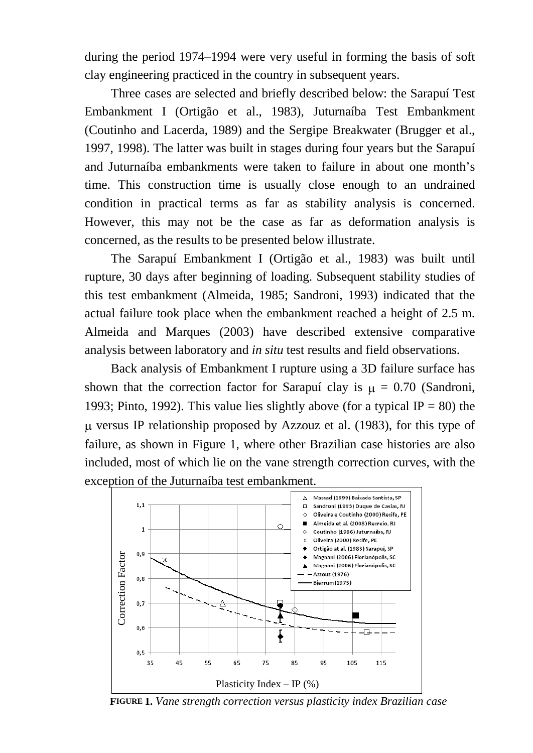during the period 1974–1994 were very useful in forming the basis of soft clay engineering practiced in the country in subsequent years.

Three cases are selected and briefly described below: the Sarapuí Test Embankment I (Ortigão et al., 1983), Juturnaíba Test Embankment (Coutinho and Lacerda, 1989) and the Sergipe Breakwater (Brugger et al., 1997, 1998). The latter was built in stages during four years but the Sarapuí and Juturnaíba embankments were taken to failure in about one month's time. This construction time is usually close enough to an undrained condition in practical terms as far as stability analysis is concerned. However, this may not be the case as far as deformation analysis is concerned, as the results to be presented below illustrate.

The Sarapuí Embankment I (Ortigão et al., 1983) was built until rupture, 30 days after beginning of loading. Subsequent stability studies of this test embankment (Almeida, 1985; Sandroni, 1993) indicated that the actual failure took place when the embankment reached a height of 2.5 m. Almeida and Marques (2003) have described extensive comparative analysis between laboratory and *in situ* test results and field observations.

Back analysis of Embankment I rupture using a 3D failure surface has shown that the correction factor for Sarapuí clay is $\mu$ = 0.70 (Sandroni, 1993; Pinto, 1992). This value lies slightly above (for a typical IP = 80) the $\mu$ versus IP relationship proposed by Azzouz et al. (1983), for this type of failure, as shown in Figure 1, where other Brazilian case histories are also included, most of which lie on the vane strength correction curves, with the exception of the Juturnaíba test embankment.

**FIGURE 1.** *Vane strength correction versus plasticity index Brazilian case*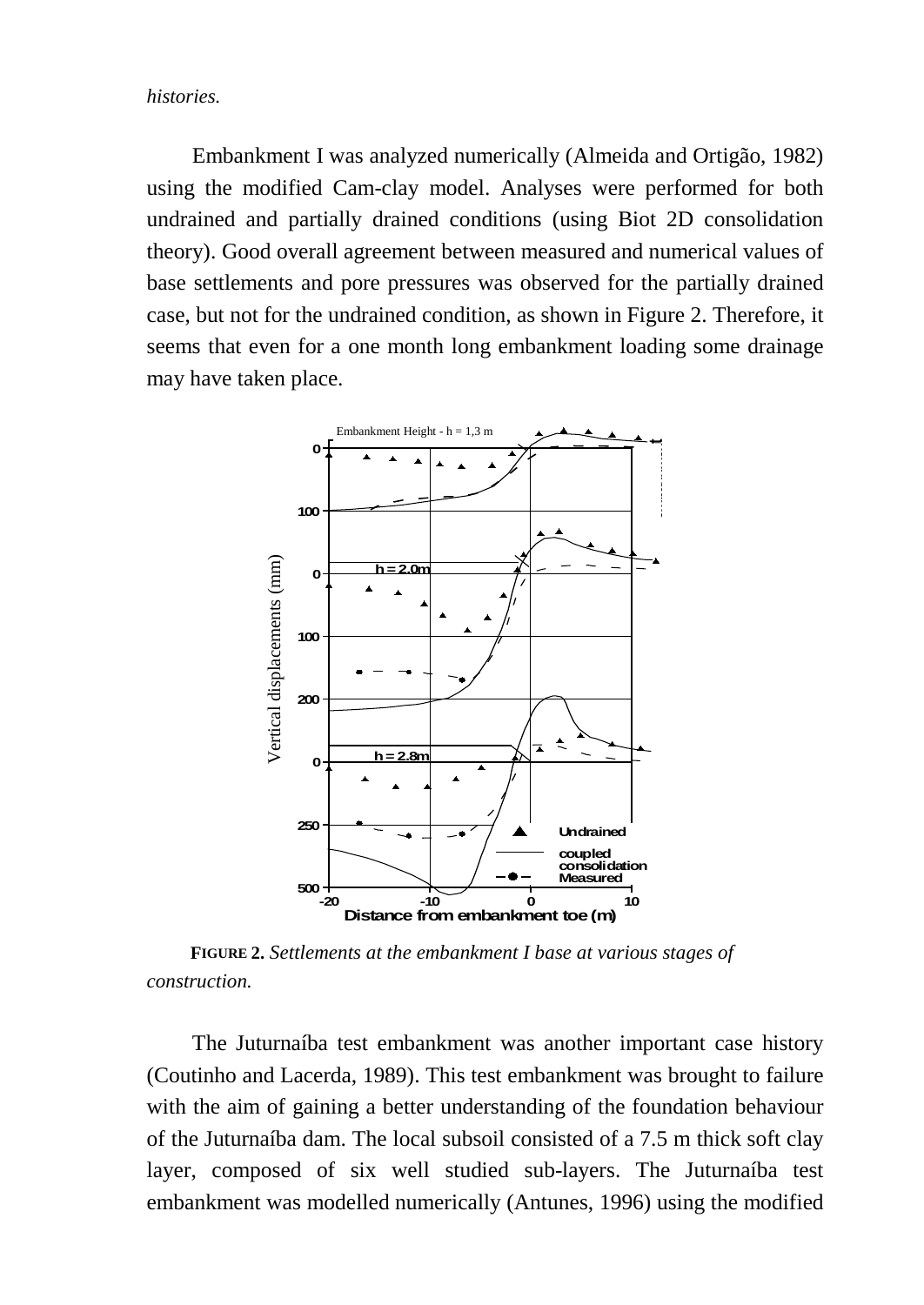*histories.*

Embankment I was analyzed numerically (Almeida and Ortigão, 1982) using the modified Cam-clay model. Analyses were performed for both undrained and partially drained conditions (using Biot 2D consolidation theory). Good overall agreement between measured and numerical values of base settlements and pore pressures was observed for the partially drained case, but not for the undrained condition, as shown in Figure 2. Therefore, it seems that even for a one month long embankment loading some drainage may have taken place.

**FIGURE 2.** *Settlements at the embankment I base at various stages of construction.*

The Juturnaíba test embankment was another important case history (Coutinho and Lacerda, 1989). This test embankment was brought to failure with the aim of gaining a better understanding of the foundation behaviour of the Juturnaíba dam. The local subsoil consisted of a 7.5 m thick soft clay layer, composed of six well studied sub-layers. The Juturnaíba test embankment was modelled numerically (Antunes, 1996) using the modified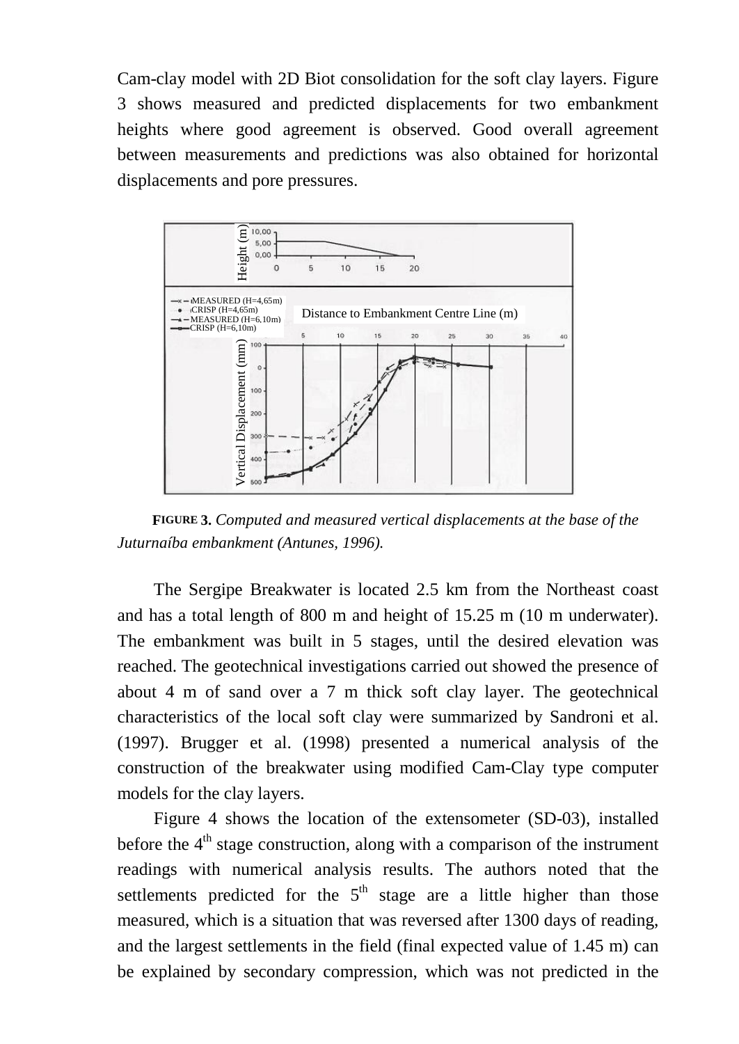Cam-clay model with 2D Biot consolidation for the soft clay layers. Figure 3 shows measured and predicted displacements for two embankment heights where good agreement is observed. Good overall agreement between measurements and predictions was also obtained for horizontal displacements and pore pressures.

**FIGURE 3.** *Computed and measured vertical displacements at the base of the Juturnaíba embankment (Antunes, 1996).*

The Sergipe Breakwater is located 2.5 km from the Northeast coast and has a total length of 800 m and height of 15.25 m (10 m underwater). The embankment was built in 5 stages, until the desired elevation was reached. The geotechnical investigations carried out showed the presence of about 4 m of sand over a 7 m thick soft clay layer. The geotechnical characteristics of the local soft clay were summarized by Sandroni et al. (1997). Brugger et al. (1998) presented a numerical analysis of the construction of the breakwater using modified Cam-Clay type computer models for the clay layers.

Figure 4 shows the location of the extensometer (SD-03), installed before the 4th stage construction, along with a comparison of the instrument readings with numerical analysis results. The authors noted that the settlements predicted for the 5th stage are a little higher than those measured, which is a situation that was reversed after 1300 days of reading, and the largest settlements in the field (final expected value of 1.45 m) can be explained by secondary compression, which was not predicted in the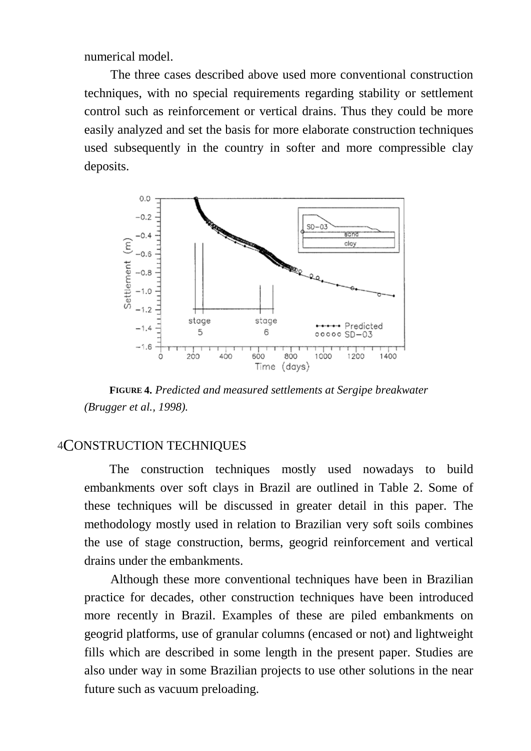numerical model.

The three cases described above used more conventional construction techniques, with no special requirements regarding stability or settlement control such as reinforcement or vertical drains. Thus they could be more easily analyzed and set the basis for more elaborate construction techniques used subsequently in the country in softer and more compressible clay deposits.

**FIGURE 4.** *Predicted and measured settlements at Sergipe breakwater (Brugger et al., 1998).*

## 4 CONSTRUCTION TECHNIQUES

The construction techniques mostly used nowadays to build embankments over soft clays in Brazil are outlined in Table 2. Some of these techniques will be discussed in greater detail in this paper. The methodology mostly used in relation to Brazilian very soft soils combines the use of stage construction, berms, geogrid reinforcement and vertical drains under the embankments.

Although these more conventional techniques have been in Brazilian practice for decades, other construction techniques have been introduced more recently in Brazil. Examples of these are piled embankments on geogrid platforms, use of granular columns (encased or not) and lightweight fills which are described in some length in the present paper. Studies are also under way in some Brazilian projects to use other solutions in the near future such as vacuum preloading.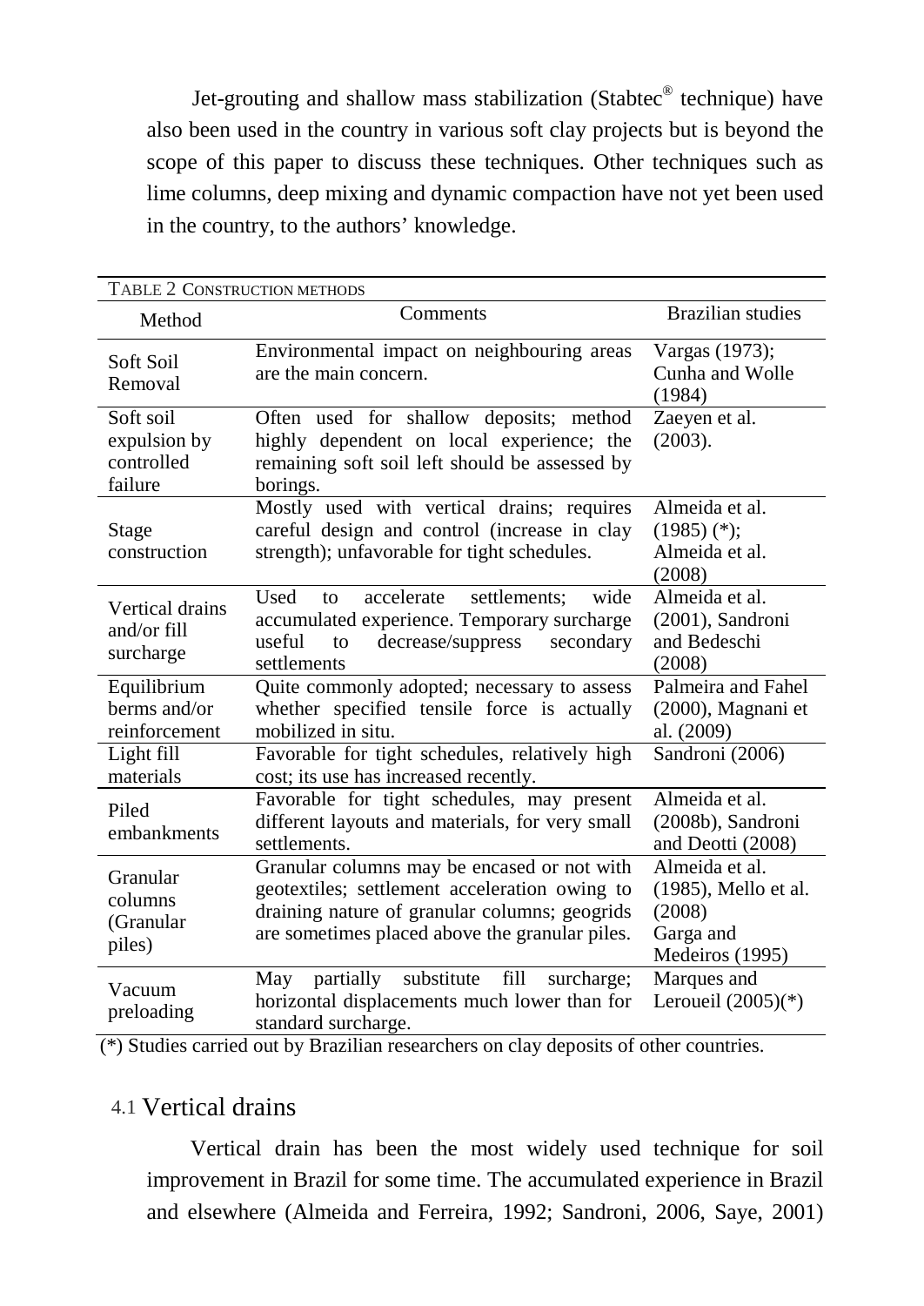Jet-grouting and shallow mass stabilization (Stabtec® technique) have also been used in the country in various soft clay projects but is beyond the scope of this paper to discuss these techniques. Other techniques such as lime columns, deep mixing and dynamic compaction have not yet been used in the country, to the authors' knowledge.

TABLE 2 CONSTRUCTION METHODS

| Method | Comments | Brazilian studies |
|---|---|---|
| Soft Soil Removal | Environmental impact on neighbouring areas are the main concern. | Vargas (1973); Cunha and Wolle (1984) |
| Soft soil expulsion by controlled failure | Often used for shallow deposits; method highly dependent on local experience; the remaining soft soil left should be assessed by borings. | Zaeyen et al. (2003). |
| Stage construction | Mostly used with vertical drains; requires careful design and control (increase in clay strength); unfavorable for tight schedules. | Almeida et al. (1985) (*); Almeida et al. (2008) |
| Vertical drains and/or fill surcharge | Used to accelerate settlements; wide accumulated experience. Temporary surcharge useful to decrease/suppress secondary settlements | Almeida et al. (2001), Sandroni and Bedeschi (2008) |
| Equilibrium berms and/or reinforcement | Quite commonly adopted; necessary to assess whether specified tensile force is actually mobilized in situ. | Palmeira and Fahel (2000), Magnani et al. (2009) |
| Light fill materials | Favorable for tight schedules, relatively high cost; its use has increased recently. | Sandroni (2006) |
| Piled embankments | Favorable for tight schedules, may present different layouts and materials, for very small settlements. | Almeida et al. (2008b), Sandroni and Deotti (2008) |
| Granular columns (Granular piles) | Granular columns may be encased or not with geotextiles; settlement acceleration owing to draining nature of granular columns; geogrids are sometimes placed above the granular piles. | Almeida et al. (1985), Mello et al. (2008) Garga and Medeiros (1995) |
| Vacuum preloading | May partially substitute fill surcharge; horizontal displacements much lower than for standard surcharge. | Marques and Leroueil (2005)(*) |

(*) Studies carried out by Brazilian researchers on clay deposits of other countries.

## 4.1 Vertical drains

Vertical drain has been the most widely used technique for soil improvement in Brazil for some time. The accumulated experience in Brazil and elsewhere (Almeida and Ferreira, 1992; Sandroni, 2006, Saye, 2001)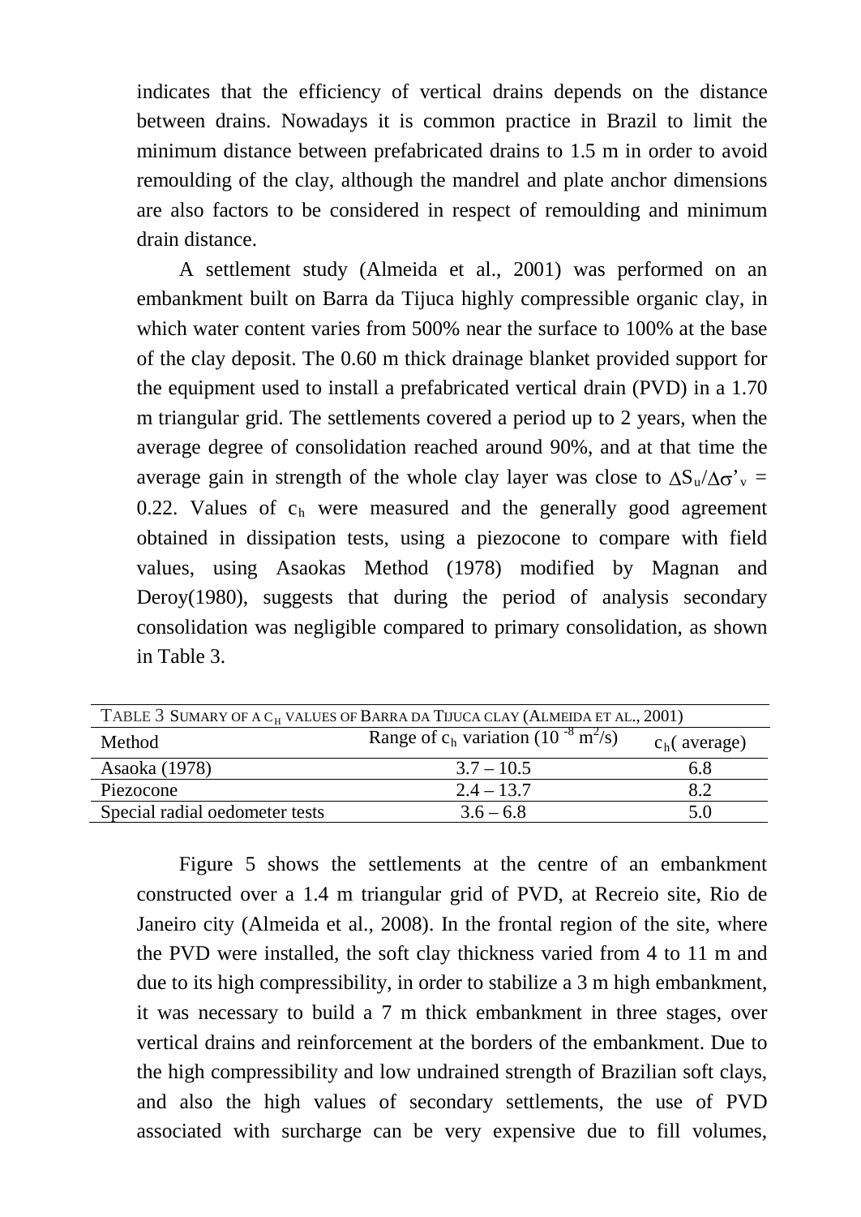indicates that the efficiency of vertical drains depends on the distance between drains. Nowadays it is common practice in Brazil to limit the minimum distance between prefabricated drains to 1.5 m in order to avoid remoulding of the clay, although the mandrel and plate anchor dimensions are also factors to be considered in respect of remoulding and minimum drain distance.

A settlement study (Almeida et al., 2001) was performed on an embankment built on Barra da Tijuca highly compressible organic clay, in which water content varies from 500% near the surface to 100% at the base of the clay deposit. The 0.60 m thick drainage blanket provided support for the equipment used to install a prefabricated vertical drain (PVD) in a 1.70 m triangular grid. The settlements covered a period up to 2 years, when the average degree of consolidation reached around 90%, and at that time the average gain in strength of the whole clay layer was close to $\Delta S_u/\Delta\sigma'_v$ = 0.22. Values of $c_h$ were measured and the generally good agreement obtained in dissipation tests, using a piezocone to compare with field values, using Asaokas Method (1978) modified by Magnan and Deroy(1980), suggests that during the period of analysis secondary consolidation was negligible compared to primary consolidation, as shown in Table 3.

TABLE 3 SUMARY OF A $c_H$ VALUES OF BARRA DA TIJUCA CLAY (ALMEIDA ET AL., 2001)

| Method | Range of $c_h$ variation ($10^{-8}$ m$^2$/s) | $c_h$( average) |
|---|---|---|
| Asaoka (1978) | 3.7 – 10.5 | 6.8 |
| Piezocone | 2.4 – 13.7 | 8.2 |
| Special radial oedometer tests | 3.6 – 6.8 | 5.0 |

Figure 5 shows the settlements at the centre of an embankment constructed over a 1.4 m triangular grid of PVD, at Recreio site, Rio de Janeiro city (Almeida et al., 2008). In the frontal region of the site, where the PVD were installed, the soft clay thickness varied from 4 to 11 m and due to its high compressibility, in order to stabilize a 3 m high embankment, it was necessary to build a 7 m thick embankment in three stages, over vertical drains and reinforcement at the borders of the embankment. Due to the high compressibility and low undrained strength of Brazilian soft clays, and also the high values of secondary settlements, the use of PVD associated with surcharge can be very expensive due to fill volumes,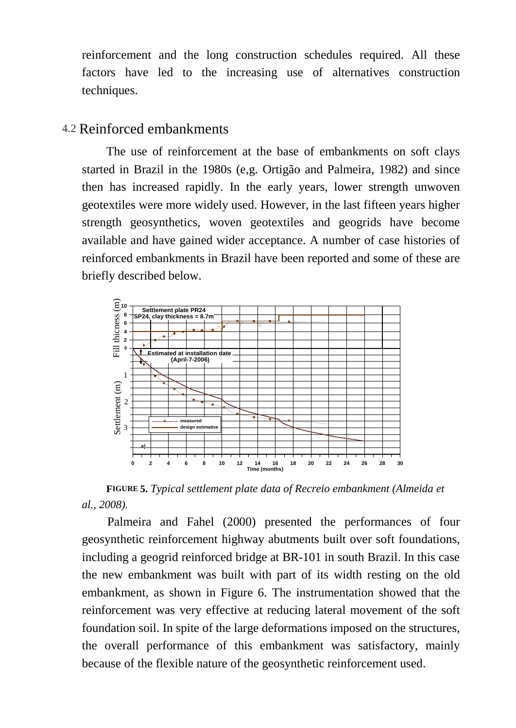reinforcement and the long construction schedules required. All these factors have led to the increasing use of alternatives construction techniques.

## 4.2 Reinforced embankments

The use of reinforcement at the base of embankments on soft clays started in Brazil in the 1980s (e,g. Ortigão and Palmeira, 1982) and since then has increased rapidly. In the early years, lower strength unwoven geotextiles were more widely used. However, in the last fifteen years higher strength geosynthetics, woven geotextiles and geogrids have become available and have gained wider acceptance. A number of case histories of reinforced embankments in Brazil have been reported and some of these are briefly described below.

**FIGURE 5.** *Typical settlement plate data of Recreio embankment (Almeida et al., 2008).*

Palmeira and Fahel (2000) presented the performances of four geosynthetic reinforcement highway abutments built over soft foundations, including a geogrid reinforced bridge at BR-101 in south Brazil. In this case the new embankment was built with part of its width resting on the old embankment, as shown in Figure 6. The instrumentation showed that the reinforcement was very effective at reducing lateral movement of the soft foundation soil. In spite of the large deformations imposed on the structures, the overall performance of this embankment was satisfactory, mainly because of the flexible nature of the geosynthetic reinforcement used.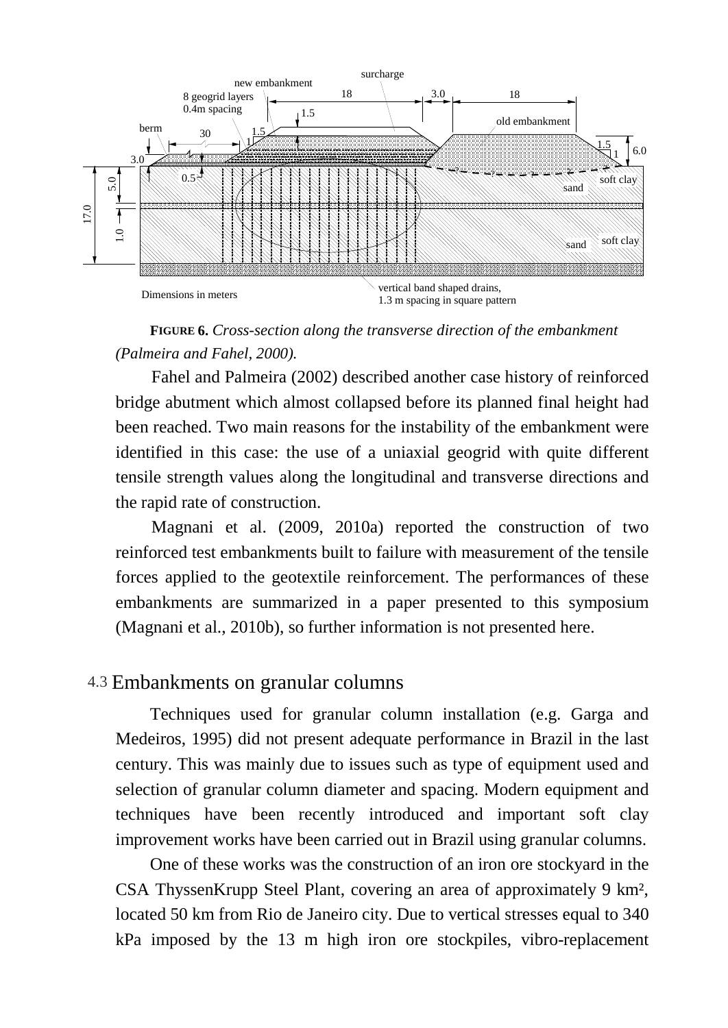**FIGURE 6.** *Cross-section along the transverse direction of the embankment (Palmeira and Fahel, 2000).*

Fahel and Palmeira (2002) described another case history of reinforced bridge abutment which almost collapsed before its planned final height had been reached. Two main reasons for the instability of the embankment were identified in this case: the use of a uniaxial geogrid with quite different tensile strength values along the longitudinal and transverse directions and the rapid rate of construction.

Magnani et al. (2009, 2010a) reported the construction of two reinforced test embankments built to failure with measurement of the tensile forces applied to the geotextile reinforcement. The performances of these embankments are summarized in a paper presented to this symposium (Magnani et al., 2010b), so further information is not presented here.

## 4.3 Embankments on granular columns

Techniques used for granular column installation (e.g. Garga and Medeiros, 1995) did not present adequate performance in Brazil in the last century. This was mainly due to issues such as type of equipment used and selection of granular column diameter and spacing. Modern equipment and techniques have been recently introduced and important soft clay improvement works have been carried out in Brazil using granular columns.

One of these works was the construction of an iron ore stockyard in the CSA ThyssenKrupp Steel Plant, covering an area of approximately 9 km², located 50 km from Rio de Janeiro city. Due to vertical stresses equal to 340 kPa imposed by the 13 m high iron ore stockpiles, vibro-replacement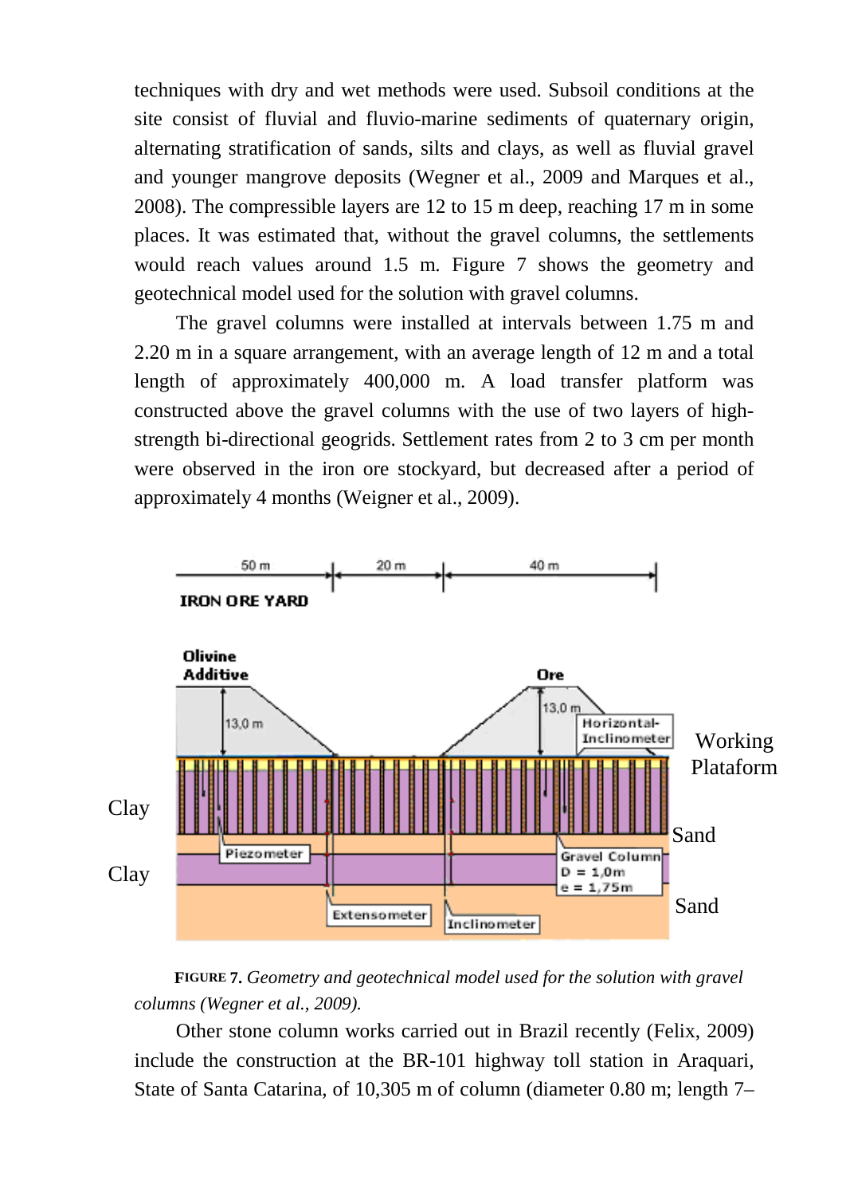techniques with dry and wet methods were used. Subsoil conditions at the site consist of fluvial and fluvio-marine sediments of quaternary origin, alternating stratification of sands, silts and clays, as well as fluvial gravel and younger mangrove deposits (Wegner et al., 2009 and Marques et al., 2008). The compressible layers are 12 to 15 m deep, reaching 17 m in some places. It was estimated that, without the gravel columns, the settlements would reach values around 1.5 m. Figure 7 shows the geometry and geotechnical model used for the solution with gravel columns.

The gravel columns were installed at intervals between 1.75 m and 2.20 m in a square arrangement, with an average length of 12 m and a total length of approximately 400,000 m. A load transfer platform was constructed above the gravel columns with the use of two layers of high-strength bi-directional geogrids. Settlement rates from 2 to 3 cm per month were observed in the iron ore stockyard, but decreased after a period of approximately 4 months (Weigner et al., 2009).

**FIGURE 7.** *Geometry and geotechnical model used for the solution with gravel columns (Wegner et al., 2009).*

Other stone column works carried out in Brazil recently (Felix, 2009) include the construction at the BR-101 highway toll station in Araquari, State of Santa Catarina, of 10,305 m of column (diameter 0.80 m; length 7–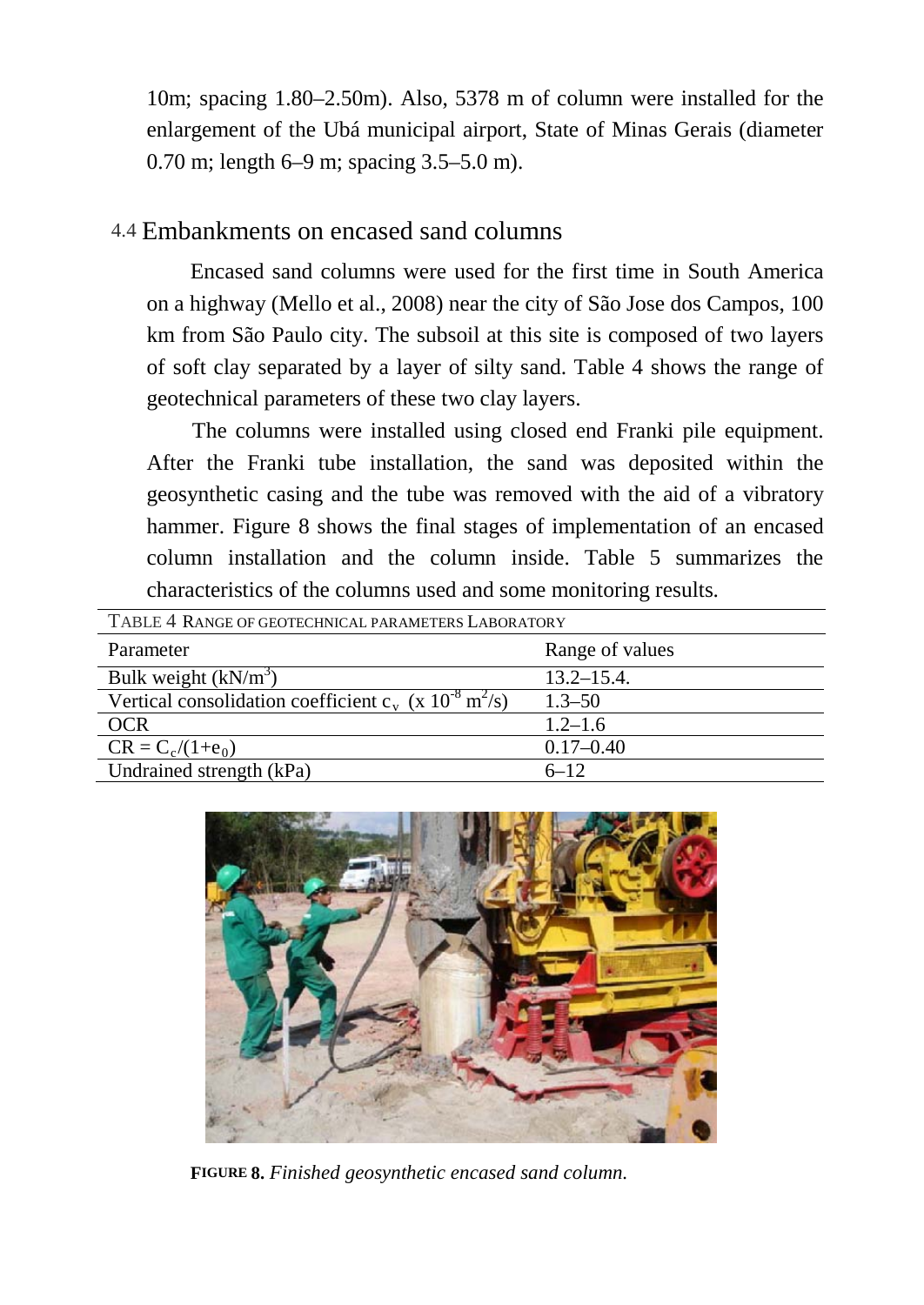10m; spacing 1.80–2.50m). Also, 5378 m of column were installed for the enlargement of the Ubá municipal airport, State of Minas Gerais (diameter 0.70 m; length 6–9 m; spacing 3.5–5.0 m).

## 4.4 Embankments on encased sand columns

Encased sand columns were used for the first time in South America on a highway (Mello et al., 2008) near the city of São Jose dos Campos, 100 km from São Paulo city. The subsoil at this site is composed of two layers of soft clay separated by a layer of silty sand. Table 4 shows the range of geotechnical parameters of these two clay layers.

The columns were installed using closed end Franki pile equipment. After the Franki tube installation, the sand was deposited within the geosynthetic casing and the tube was removed with the aid of a vibratory hammer. Figure 8 shows the final stages of implementation of an encased column installation and the column inside. Table 5 summarizes the characteristics of the columns used and some monitoring results.

TABLE 4 RANGE OF GEOTECHNICAL PARAMETERS LABORATORY

| Parameter | Range of values |
|---|---|
| Bulk weight ($kN/m^3$) | 13.2–15.4. |
| Vertical consolidation coefficient $c_v$ ($x\ 10^{-8}\ m^2/s$) | 1.3–50 |
| OCR | 1.2–1.6 |
| $CR = C_c/(1+e_0)$ | 0.17–0.40 |
| Undrained strength (kPa) | 6–12 |

**FIGURE 8.** *Finished geosynthetic encased sand column.*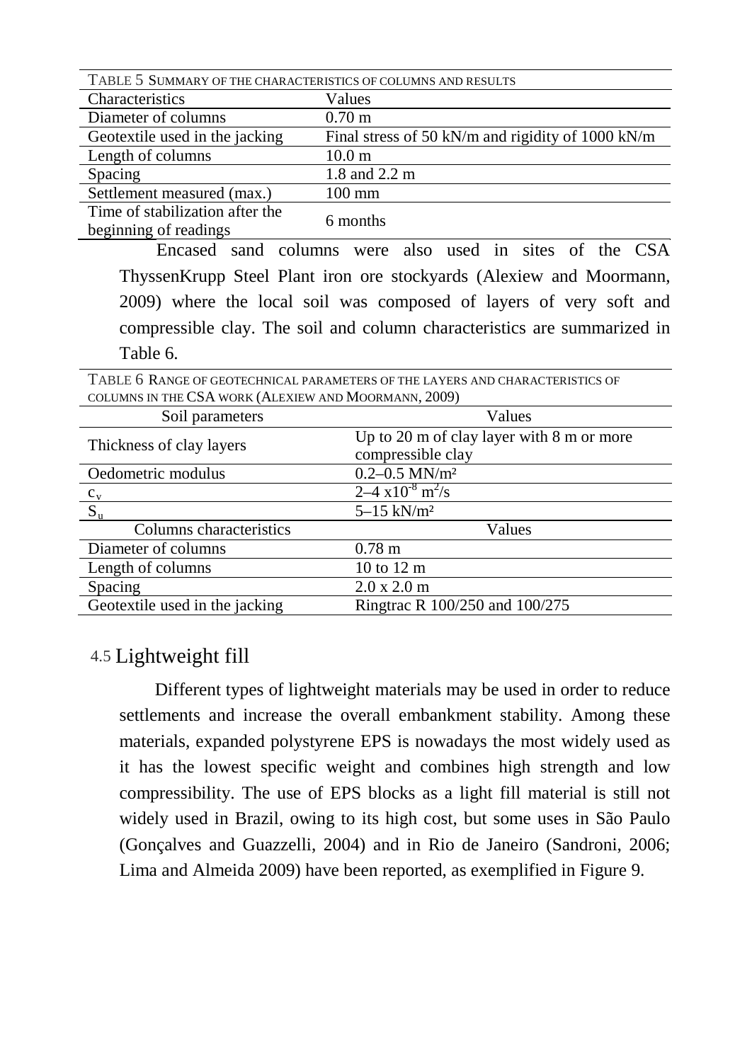TABLE 5 SUMMARY OF THE CHARACTERISTICS OF COLUMNS AND RESULTS

| Characteristics | Values |
|---|---|
| Diameter of columns | 0.70 m |
| Geotextile used in the jacking | Final stress of 50 kN/m and rigidity of 1000 kN/m |
| Length of columns | 10.0 m |
| Spacing | 1.8 and 2.2 m |
| Settlement measured (max.) | 100 mm |
| Time of stabilization after the beginning of readings | 6 months |

Encased sand columns were also used in sites of the CSA ThyssenKrupp Steel Plant iron ore stockyards (Alexiew and Moormann, 2009) where the local soil was composed of layers of very soft and compressible clay. The soil and column characteristics are summarized in Table 6.

TABLE 6 RANGE OF GEOTECHNICAL PARAMETERS OF THE LAYERS AND CHARACTERISTICS OF COLUMNS IN THE CSA WORK (ALEXIEW AND MOORMANN, 2009)

| Soil parameters | Values |
|---|---|
| Thickness of clay layers | Up to 20 m of clay layer with 8 m or more compressible clay |
| Oedometric modulus | 0.2–0.5 MN/m² |
| $c_v$ | 2–4 $\times 10^{-8}$ $m^2/s$ |
| $S_u$ | 5–15 kN/m² |
| **Columns characteristics** | **Values** |
| Diameter of columns | 0.78 m |
| Length of columns | 10 to 12 m |
| Spacing | 2.0 x 2.0 m |
| Geotextile used in the jacking | Ringtrac R 100/250 and 100/275 |

## 4.5 Lightweight fill

Different types of lightweight materials may be used in order to reduce settlements and increase the overall embankment stability. Among these materials, expanded polystyrene EPS is nowadays the most widely used as it has the lowest specific weight and combines high strength and low compressibility. The use of EPS blocks as a light fill material is still not widely used in Brazil, owing to its high cost, but some uses in São Paulo (Gonçalves and Guazzelli, 2004) and in Rio de Janeiro (Sandroni, 2006; Lima and Almeida 2009) have been reported, as exemplified in Figure 9.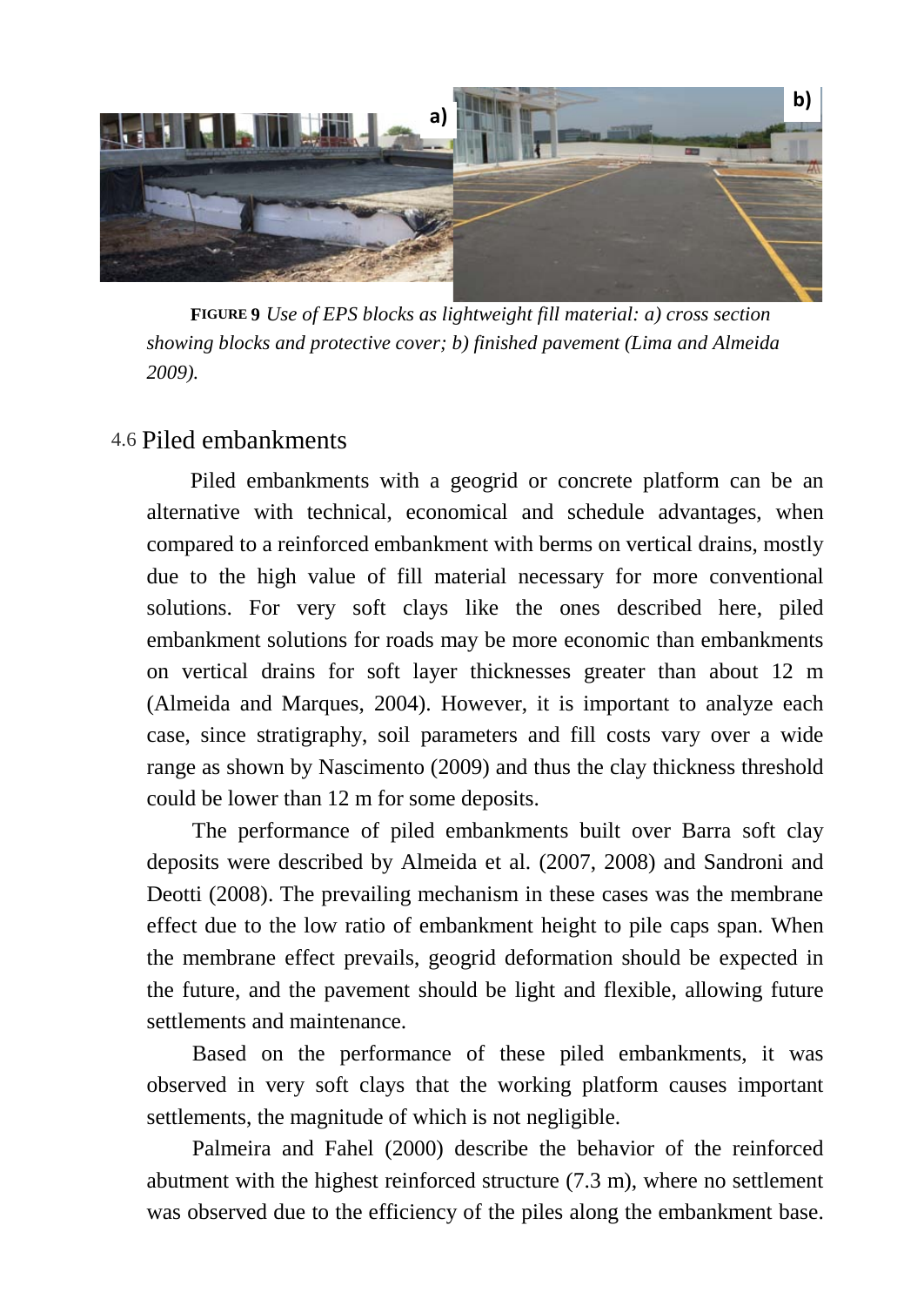**FIGURE 9** *Use of EPS blocks as lightweight fill material: a) cross section showing blocks and protective cover; b) finished pavement (Lima and Almeida 2009).*

## 4.6 Piled embankments

Piled embankments with a geogrid or concrete platform can be an alternative with technical, economical and schedule advantages, when compared to a reinforced embankment with berms on vertical drains, mostly due to the high value of fill material necessary for more conventional solutions. For very soft clays like the ones described here, piled embankment solutions for roads may be more economic than embankments on vertical drains for soft layer thicknesses greater than about 12 m (Almeida and Marques, 2004). However, it is important to analyze each case, since stratigraphy, soil parameters and fill costs vary over a wide range as shown by Nascimento (2009) and thus the clay thickness threshold could be lower than 12 m for some deposits.

The performance of piled embankments built over Barra soft clay deposits were described by Almeida et al. (2007, 2008) and Sandroni and Deotti (2008). The prevailing mechanism in these cases was the membrane effect due to the low ratio of embankment height to pile caps span. When the membrane effect prevails, geogrid deformation should be expected in the future, and the pavement should be light and flexible, allowing future settlements and maintenance.

Based on the performance of these piled embankments, it was observed in very soft clays that the working platform causes important settlements, the magnitude of which is not negligible.

Palmeira and Fahel (2000) describe the behavior of the reinforced abutment with the highest reinforced structure (7.3 m), where no settlement was observed due to the efficiency of the piles along the embankment base.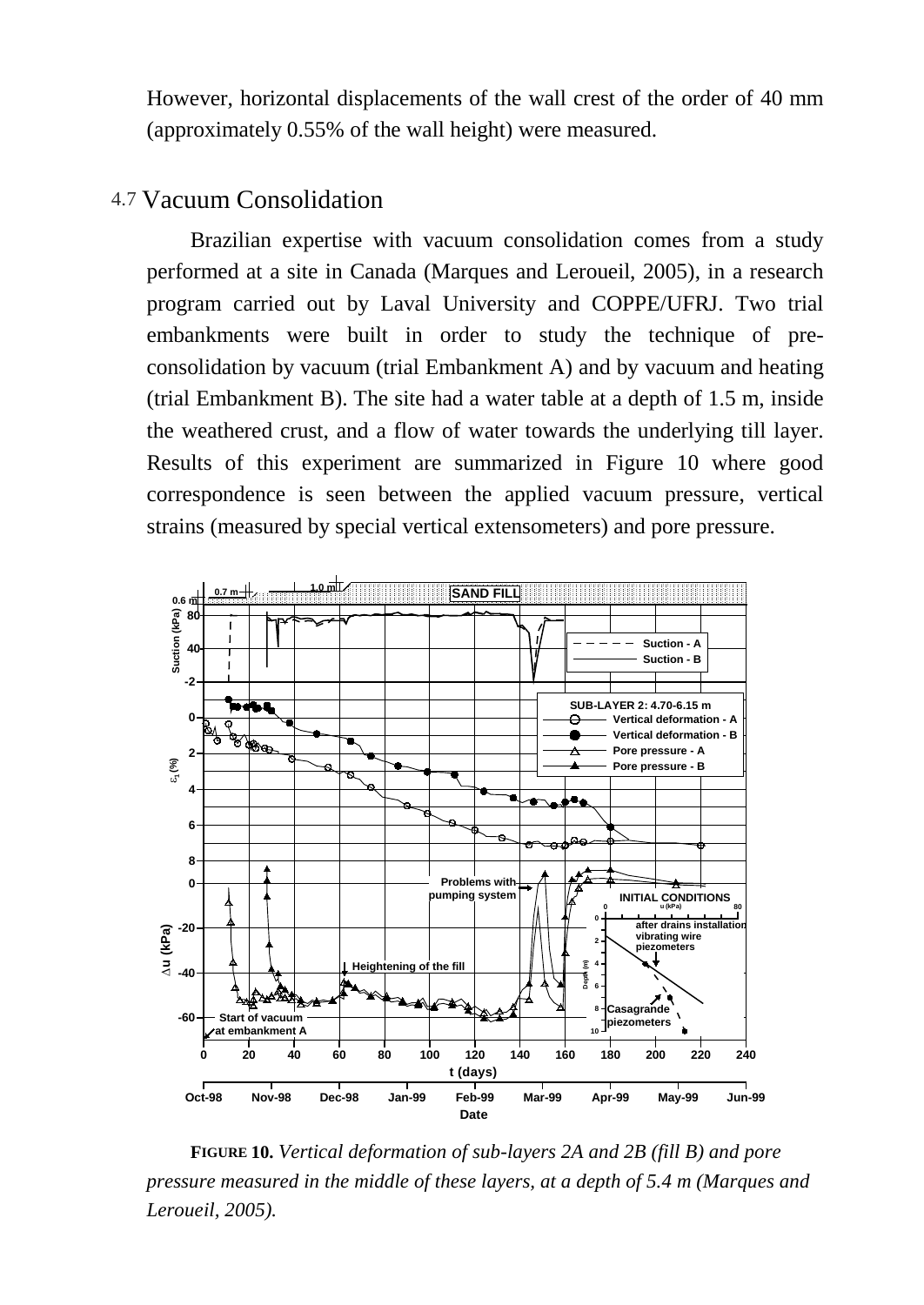However, horizontal displacements of the wall crest of the order of 40 mm (approximately 0.55% of the wall height) were measured.

## 4.7 Vacuum Consolidation

Brazilian expertise with vacuum consolidation comes from a study performed at a site in Canada (Marques and Leroueil, 2005), in a research program carried out by Laval University and COPPE/UFRJ. Two trial embankments were built in order to study the technique of pre-consolidation by vacuum (trial Embankment A) and by vacuum and heating (trial Embankment B). The site had a water table at a depth of 1.5 m, inside the weathered crust, and a flow of water towards the underlying till layer. Results of this experiment are summarized in Figure 10 where good correspondence is seen between the applied vacuum pressure, vertical strains (measured by special vertical extensometers) and pore pressure.

**FIGURE 10.** *Vertical deformation of sub-layers 2A and 2B (fill B) and pore pressure measured in the middle of these layers, at a depth of 5.4 m (Marques and Leroueil, 2005).*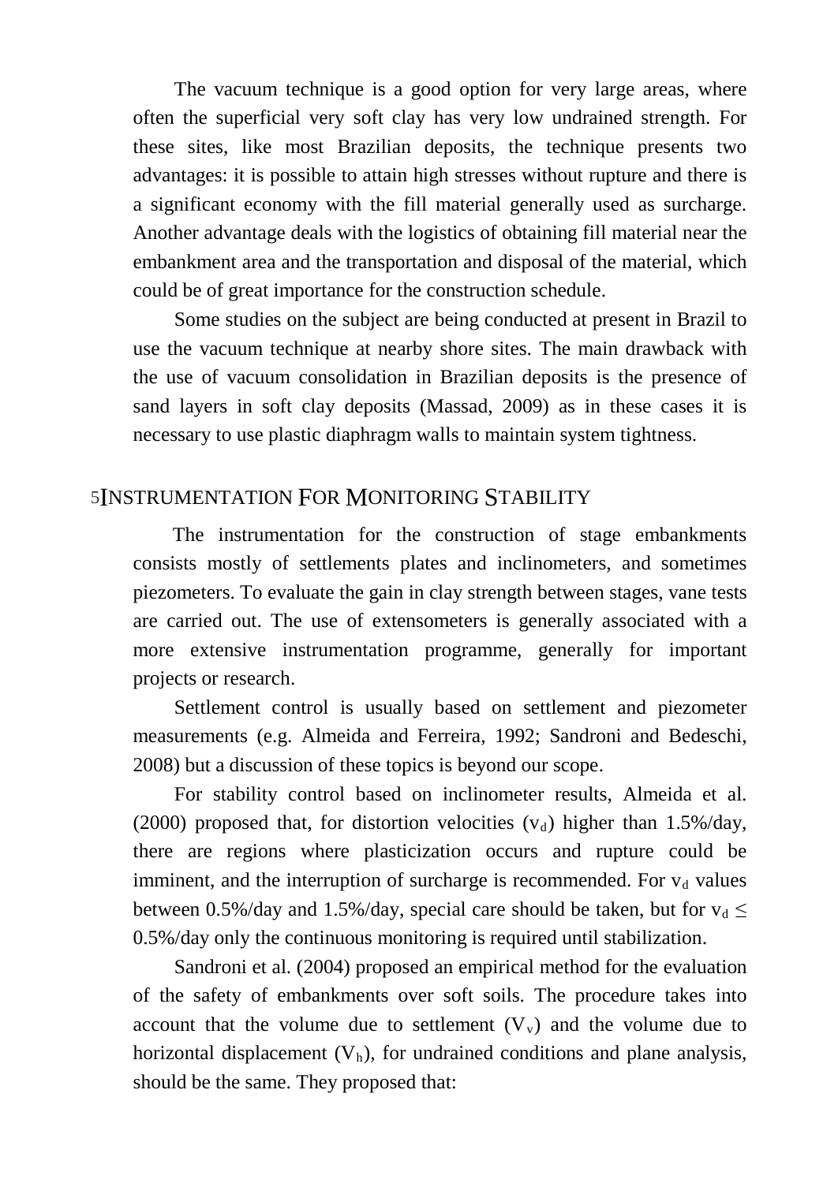The vacuum technique is a good option for very large areas, where often the superficial very soft clay has very low undrained strength. For these sites, like most Brazilian deposits, the technique presents two advantages: it is possible to attain high stresses without rupture and there is a significant economy with the fill material generally used as surcharge. Another advantage deals with the logistics of obtaining fill material near the embankment area and the transportation and disposal of the material, which could be of great importance for the construction schedule.

Some studies on the subject are being conducted at present in Brazil to use the vacuum technique at nearby shore sites. The main drawback with the use of vacuum consolidation in Brazilian deposits is the presence of sand layers in soft clay deposits (Massad, 2009) as in these cases it is necessary to use plastic diaphragm walls to maintain system tightness.

## 5 INSTRUMENTATION FOR MONITORING STABILITY

The instrumentation for the construction of stage embankments consists mostly of settlements plates and inclinometers, and sometimes piezometers. To evaluate the gain in clay strength between stages, vane tests are carried out. The use of extensometers is generally associated with a more extensive instrumentation programme, generally for important projects or research.

Settlement control is usually based on settlement and piezometer measurements (e.g. Almeida and Ferreira, 1992; Sandroni and Bedeschi, 2008) but a discussion of these topics is beyond our scope.

For stability control based on inclinometer results, Almeida et al. (2000) proposed that, for distortion velocities ($v_d$) higher than 1.5%/day, there are regions where plasticization occurs and rupture could be imminent, and the interruption of surcharge is recommended. For $v_d$ values between 0.5%/day and 1.5%/day, special care should be taken, but for $v_d \leq$ 0.5%/day only the continuous monitoring is required until stabilization.

Sandroni et al. (2004) proposed an empirical method for the evaluation of the safety of embankments over soft soils. The procedure takes into account that the volume due to settlement ($V_v$) and the volume due to horizontal displacement ($V_h$), for undrained conditions and plane analysis, should be the same. They proposed that: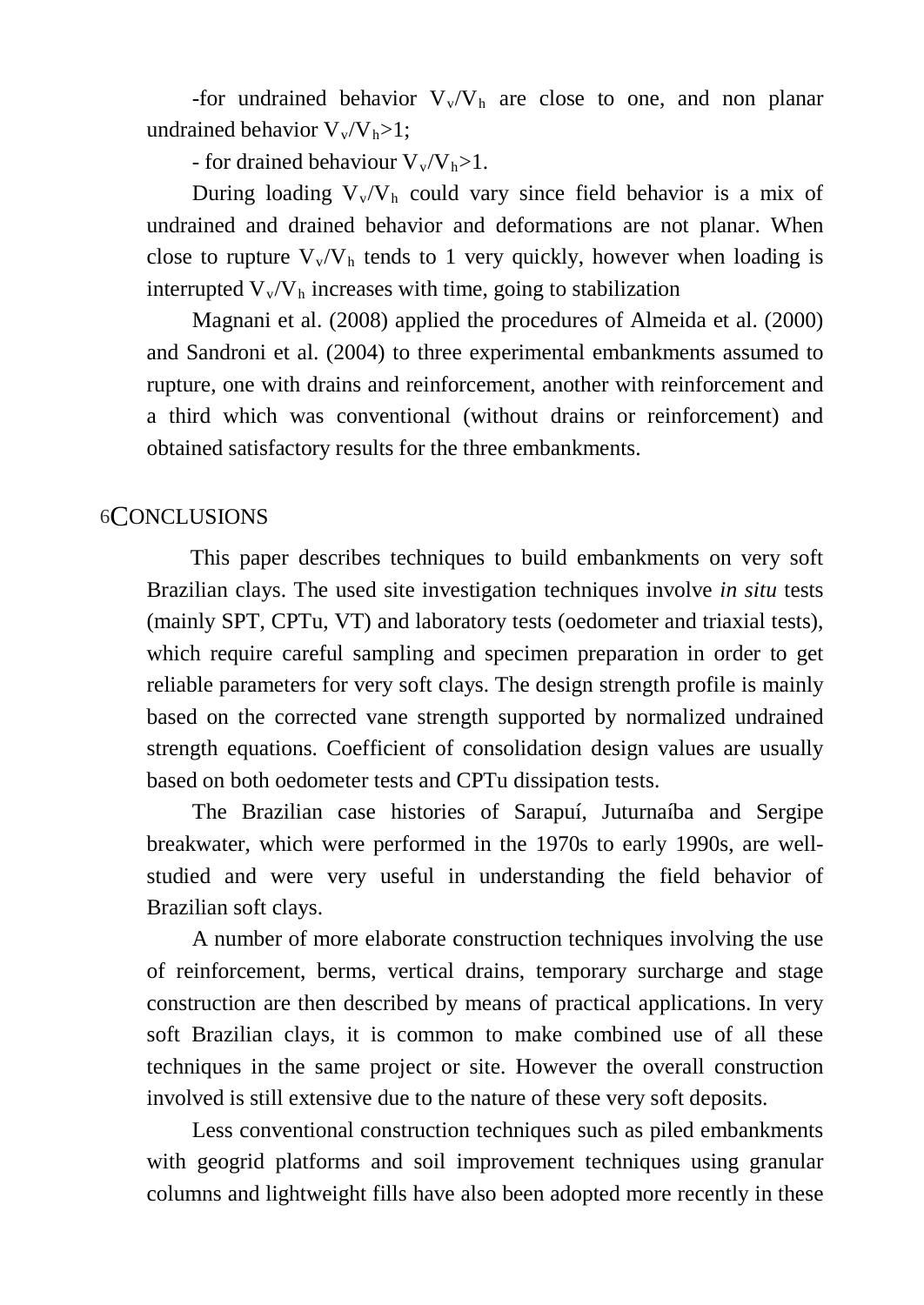-for undrained behavior $V_v/V_h$ are close to one, and non planar undrained behavior $V_v/V_h>1$;

- for drained behaviour $V_v/V_h>1$.

During loading $V_v/V_h$ could vary since field behavior is a mix of undrained and drained behavior and deformations are not planar. When close to rupture $V_v/V_h$ tends to 1 very quickly, however when loading is interrupted $V_v/V_h$ increases with time, going to stabilization

Magnani et al. (2008) applied the procedures of Almeida et al. (2000) and Sandroni et al. (2004) to three experimental embankments assumed to rupture, one with drains and reinforcement, another with reinforcement and a third which was conventional (without drains or reinforcement) and obtained satisfactory results for the three embankments.

## 6 CONCLUSIONS

This paper describes techniques to build embankments on very soft Brazilian clays. The used site investigation techniques involve *in situ* tests (mainly SPT, CPTu, VT) and laboratory tests (oedometer and triaxial tests), which require careful sampling and specimen preparation in order to get reliable parameters for very soft clays. The design strength profile is mainly based on the corrected vane strength supported by normalized undrained strength equations. Coefficient of consolidation design values are usually based on both oedometer tests and CPTu dissipation tests.

The Brazilian case histories of Sarapuí, Juturnaíba and Sergipe breakwater, which were performed in the 1970s to early 1990s, are well-studied and were very useful in understanding the field behavior of Brazilian soft clays.

A number of more elaborate construction techniques involving the use of reinforcement, berms, vertical drains, temporary surcharge and stage construction are then described by means of practical applications. In very soft Brazilian clays, it is common to make combined use of all these techniques in the same project or site. However the overall construction involved is still extensive due to the nature of these very soft deposits.

Less conventional construction techniques such as piled embankments with geogrid platforms and soil improvement techniques using granular columns and lightweight fills have also been adopted more recently in these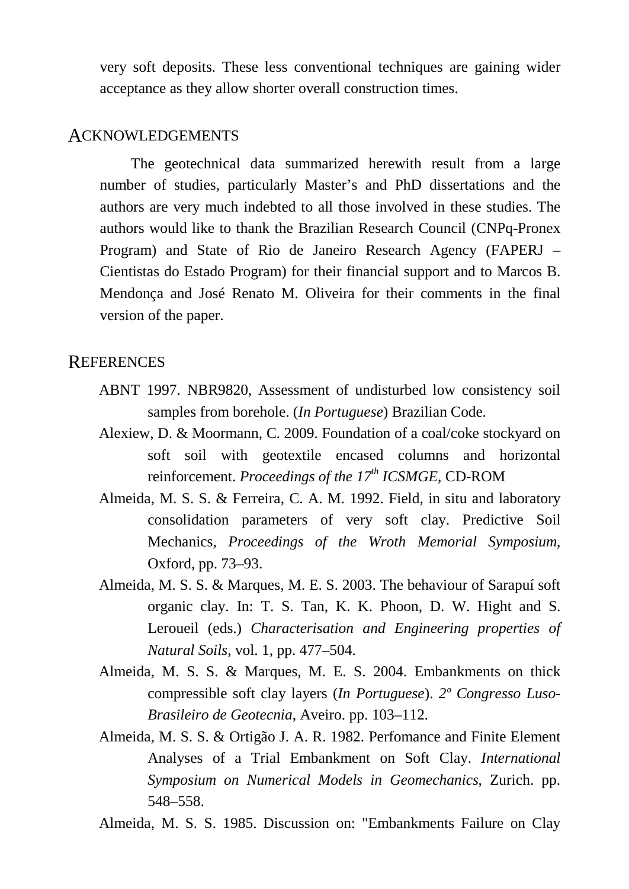very soft deposits. These less conventional techniques are gaining wider acceptance as they allow shorter overall construction times.

## ACKNOWLEDGEMENTS

The geotechnical data summarized herewith result from a large number of studies, particularly Master's and PhD dissertations and the authors are very much indebted to all those involved in these studies. The authors would like to thank the Brazilian Research Council (CNPq-Pronex Program) and State of Rio de Janeiro Research Agency (FAPERJ – Cientistas do Estado Program) for their financial support and to Marcos B. Mendonça and José Renato M. Oliveira for their comments in the final version of the paper.

## REFERENCES

ABNT 1997. NBR9820, Assessment of undisturbed low consistency soil samples from borehole. (*In Portuguese*) Brazilian Code.

Alexiew, D. & Moormann, C. 2009. Foundation of a coal/coke stockyard on soft soil with geotextile encased columns and horizontal reinforcement. *Proceedings of the 17th ICSMGE*, CD-ROM

Almeida, M. S. S. & Ferreira, C. A. M. 1992. Field, in situ and laboratory consolidation parameters of very soft clay. Predictive Soil Mechanics, *Proceedings of the Wroth Memorial Symposium*, Oxford, pp. 73–93.

Almeida, M. S. S. & Marques, M. E. S. 2003. The behaviour of Sarapuí soft organic clay. In: T. S. Tan, K. K. Phoon, D. W. Hight and S. Leroueil (eds.) *Characterisation and Engineering properties of Natural Soils*, vol. 1, pp. 477–504.

Almeida, M. S. S. & Marques, M. E. S. 2004. Embankments on thick compressible soft clay layers (*In Portuguese*). *2º Congresso Luso-Brasileiro de Geotecnia*, Aveiro. pp. 103–112.

Almeida, M. S. S. & Ortigão J. A. R. 1982. Perfomance and Finite Element Analyses of a Trial Embankment on Soft Clay. *International Symposium on Numerical Models in Geomechanics*, Zurich. pp. 548–558.

Almeida, M. S. S. 1985. Discussion on: "Embankments Failure on Clay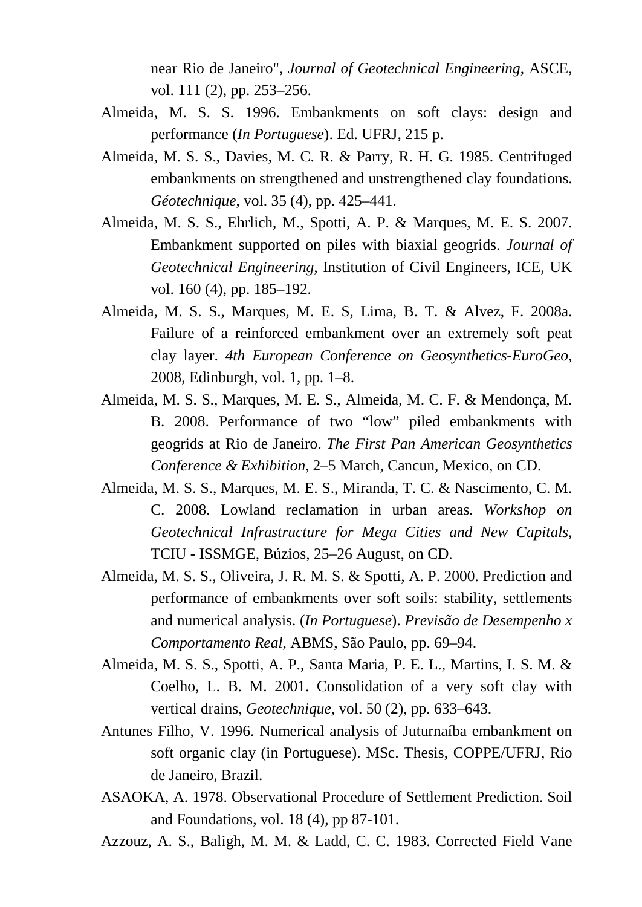near Rio de Janeiro", *Journal of Geotechnical Engineering*, ASCE, vol. 111 (2), pp. 253–256.

Almeida, M. S. S. 1996. Embankments on soft clays: design and performance (*In Portuguese*). Ed. UFRJ, 215 p.

Almeida, M. S. S., Davies, M. C. R. & Parry, R. H. G. 1985. Centrifuged embankments on strengthened and unstrengthened clay foundations. *Géotechnique*, vol. 35 (4), pp. 425–441.

Almeida, M. S. S., Ehrlich, M., Spotti, A. P. & Marques, M. E. S. 2007. Embankment supported on piles with biaxial geogrids. *Journal of Geotechnical Engineering*, Institution of Civil Engineers, ICE, UK vol. 160 (4), pp. 185–192.

Almeida, M. S. S., Marques, M. E. S, Lima, B. T. & Alvez, F. 2008a. Failure of a reinforced embankment over an extremely soft peat clay layer. *4th European Conference on Geosynthetics-EuroGeo*, 2008, Edinburgh, vol. 1, pp. 1–8.

Almeida, M. S. S., Marques, M. E. S., Almeida, M. C. F. & Mendonça, M. B. 2008. Performance of two "low" piled embankments with geogrids at Rio de Janeiro. *The First Pan American Geosynthetics Conference & Exhibition*, 2–5 March, Cancun, Mexico, on CD.

Almeida, M. S. S., Marques, M. E. S., Miranda, T. C. & Nascimento, C. M. C. 2008. Lowland reclamation in urban areas. *Workshop on Geotechnical Infrastructure for Mega Cities and New Capitals*, TCIU - ISSMGE, Búzios, 25–26 August, on CD.

Almeida, M. S. S., Oliveira, J. R. M. S. & Spotti, A. P. 2000. Prediction and performance of embankments over soft soils: stability, settlements and numerical analysis. (*In Portuguese*). *Previsão de Desempenho x Comportamento Real*, ABMS, São Paulo, pp. 69–94.

Almeida, M. S. S., Spotti, A. P., Santa Maria, P. E. L., Martins, I. S. M. & Coelho, L. B. M. 2001. Consolidation of a very soft clay with vertical drains, *Geotechnique*, vol. 50 (2), pp. 633–643.

Antunes Filho, V. 1996. Numerical analysis of Juturnaíba embankment on soft organic clay (in Portuguese). MSc. Thesis, COPPE/UFRJ, Rio de Janeiro, Brazil.

ASAOKA, A. 1978. Observational Procedure of Settlement Prediction. Soil and Foundations, vol. 18 (4), pp 87-101.

Azzouz, A. S., Baligh, M. M. & Ladd, C. C. 1983. Corrected Field Vane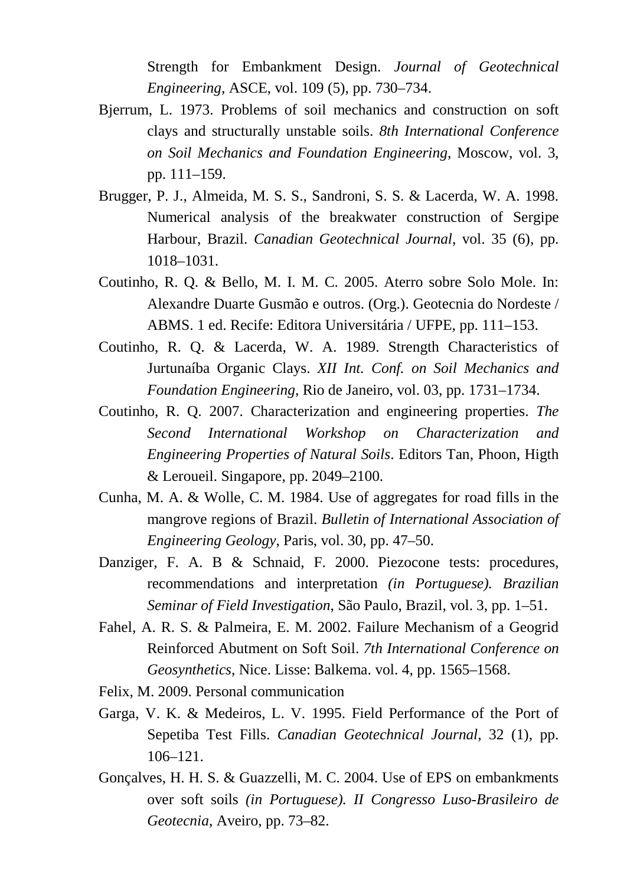Strength for Embankment Design. *Journal of Geotechnical Engineering*, ASCE, vol. 109 (5), pp. 730–734.

Bjerrum, L. 1973. Problems of soil mechanics and construction on soft clays and structurally unstable soils. *8th International Conference on Soil Mechanics and Foundation Engineering*, Moscow, vol. 3, pp. 111–159.

Brugger, P. J., Almeida, M. S. S., Sandroni, S. S. & Lacerda, W. A. 1998. Numerical analysis of the breakwater construction of Sergipe Harbour, Brazil. *Canadian Geotechnical Journal*, vol. 35 (6), pp. 1018–1031.

Coutinho, R. Q. & Bello, M. I. M. C. 2005. Aterro sobre Solo Mole. In: Alexandre Duarte Gusmão e outros. (Org.). Geotecnia do Nordeste / ABMS. 1 ed. Recife: Editora Universitária / UFPE, pp. 111–153.

Coutinho, R. Q. & Lacerda, W. A. 1989. Strength Characteristics of Jurtunaíba Organic Clays. *XII Int. Conf. on Soil Mechanics and Foundation Engineering*, Rio de Janeiro, vol. 03, pp. 1731–1734.

Coutinho, R. Q. 2007. Characterization and engineering properties. *The Second International Workshop on Characterization and Engineering Properties of Natural Soils*. Editors Tan, Phoon, Higth & Leroueil. Singapore, pp. 2049–2100.

Cunha, M. A. & Wolle, C. M. 1984. Use of aggregates for road fills in the mangrove regions of Brazil. *Bulletin of International Association of Engineering Geology*, Paris, vol. 30, pp. 47–50.

Danziger, F. A. B & Schnaid, F. 2000. Piezocone tests: procedures, recommendations and interpretation *(in Portuguese). Brazilian Seminar of Field Investigation*, São Paulo, Brazil, vol. 3, pp. 1–51.

Fahel, A. R. S. & Palmeira, E. M. 2002. Failure Mechanism of a Geogrid Reinforced Abutment on Soft Soil. *7th International Conference on Geosynthetics*, Nice. Lisse: Balkema. vol. 4, pp. 1565–1568.

Felix, M. 2009. Personal communication

Garga, V. K. & Medeiros, L. V. 1995. Field Performance of the Port of Sepetiba Test Fills. *Canadian Geotechnical Journal*, 32 (1), pp. 106–121.

Gonçalves, H. H. S. & Guazzelli, M. C. 2004. Use of EPS on embankments over soft soils *(in Portuguese). II Congresso Luso-Brasileiro de Geotecnia*, Aveiro, pp. 73–82.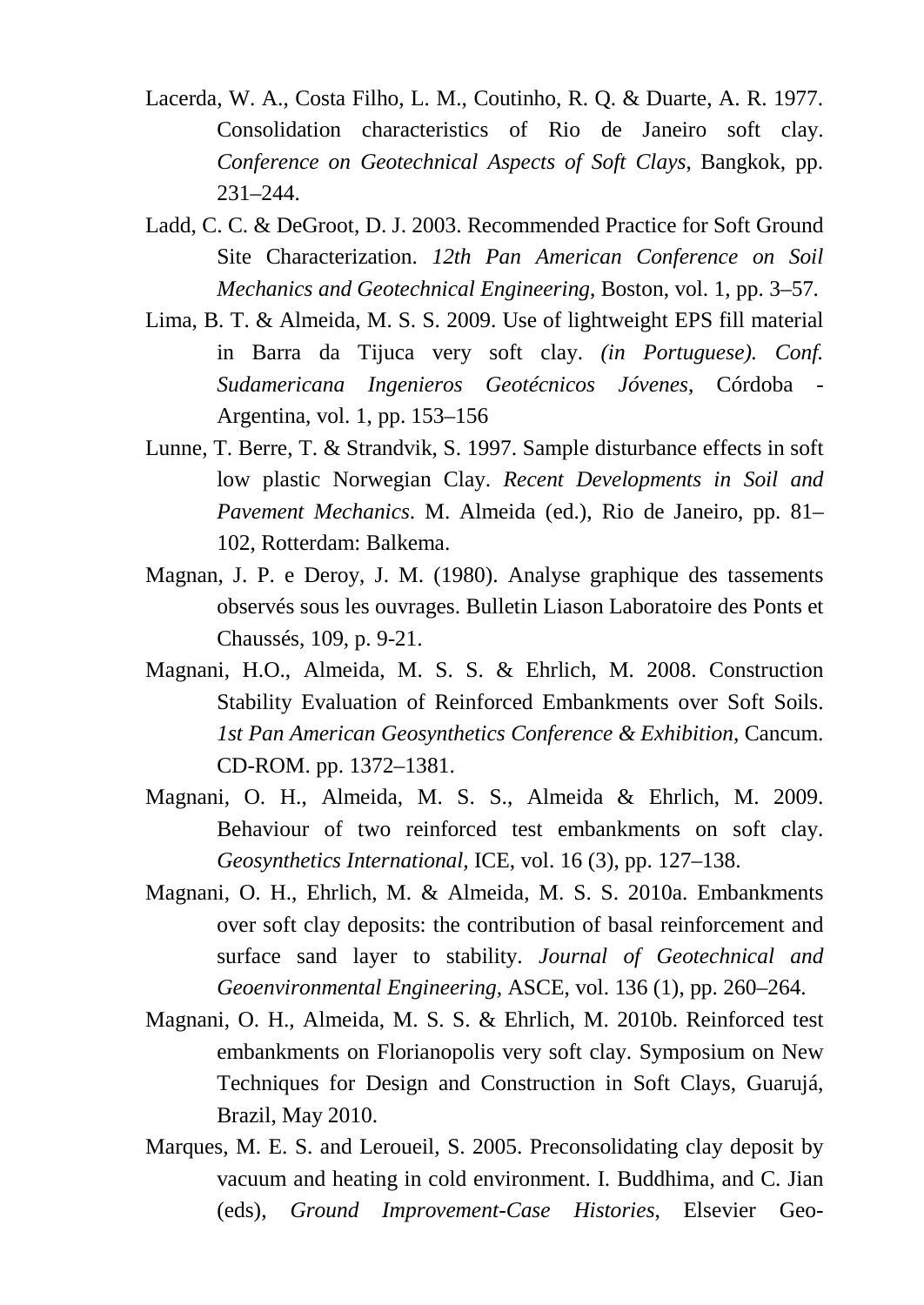Lacerda, W. A., Costa Filho, L. M., Coutinho, R. Q. & Duarte, A. R. 1977. Consolidation characteristics of Rio de Janeiro soft clay. *Conference on Geotechnical Aspects of Soft Clays*, Bangkok, pp. 231–244.

Ladd, C. C. & DeGroot, D. J. 2003. Recommended Practice for Soft Ground Site Characterization. *12th Pan American Conference on Soil Mechanics and Geotechnical Engineering*, Boston, vol. 1, pp. 3–57.

Lima, B. T. & Almeida, M. S. S. 2009. Use of lightweight EPS fill material in Barra da Tijuca very soft clay. *(in Portuguese). Conf. Sudamericana Ingenieros Geotécnicos Jóvenes*, Córdoba - Argentina, vol. 1, pp. 153–156

Lunne, T. Berre, T. & Strandvik, S. 1997. Sample disturbance effects in soft low plastic Norwegian Clay. *Recent Developments in Soil and Pavement Mechanics*. M. Almeida (ed.), Rio de Janeiro, pp. 81–102, Rotterdam: Balkema.

Magnan, J. P. e Deroy, J. M. (1980). Analyse graphique des tassements observés sous les ouvrages. Bulletin Liason Laboratoire des Ponts et Chaussés, 109, p. 9-21.

Magnani, H.O., Almeida, M. S. S. & Ehrlich, M. 2008. Construction Stability Evaluation of Reinforced Embankments over Soft Soils. *1st Pan American Geosynthetics Conference & Exhibition*, Cancum. CD-ROM. pp. 1372–1381.

Magnani, O. H., Almeida, M. S. S., Almeida & Ehrlich, M. 2009. Behaviour of two reinforced test embankments on soft clay. *Geosynthetics International*, ICE, vol. 16 (3), pp. 127–138.

Magnani, O. H., Ehrlich, M. & Almeida, M. S. S. 2010a. Embankments over soft clay deposits: the contribution of basal reinforcement and surface sand layer to stability. *Journal of Geotechnical and Geoenvironmental Engineering*, ASCE, vol. 136 (1), pp. 260–264.

Magnani, O. H., Almeida, M. S. S. & Ehrlich, M. 2010b. Reinforced test embankments on Florianopolis very soft clay. Symposium on New Techniques for Design and Construction in Soft Clays, Guarujá, Brazil, May 2010.

Marques, M. E. S. and Leroueil, S. 2005. Preconsolidating clay deposit by vacuum and heating in cold environment. I. Buddhima, and C. Jian (eds), *Ground Improvement-Case Histories*, Elsevier Geo-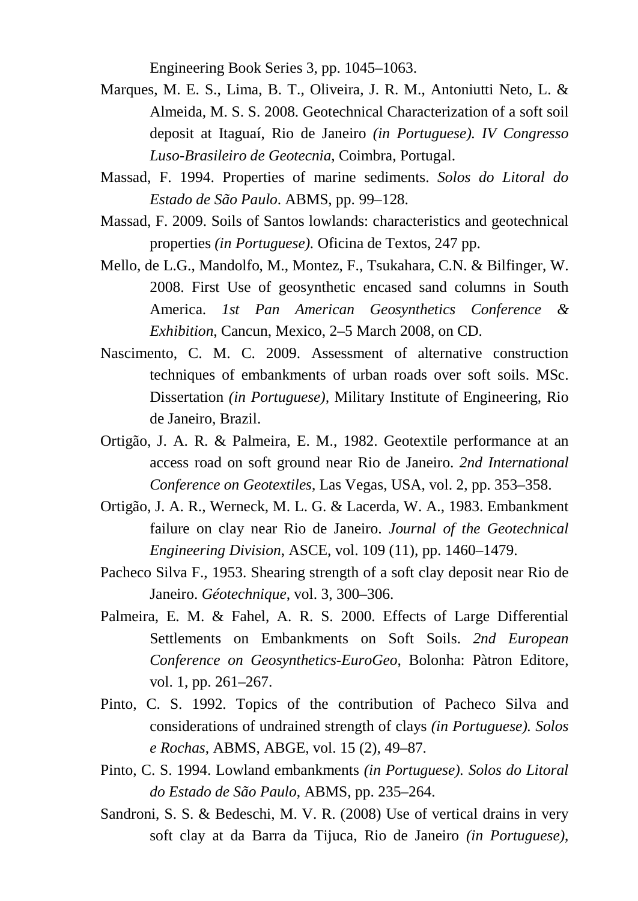Engineering Book Series 3, pp. 1045–1063.

Marques, M. E. S., Lima, B. T., Oliveira, J. R. M., Antoniutti Neto, L. & Almeida, M. S. S. 2008. Geotechnical Characterization of a soft soil deposit at Itaguaí, Rio de Janeiro *(in Portuguese). IV Congresso Luso-Brasileiro de Geotecnia*, Coimbra, Portugal.

Massad, F. 1994. Properties of marine sediments. *Solos do Litoral do Estado de São Paulo*. ABMS, pp. 99–128.

Massad, F. 2009. Soils of Santos lowlands: characteristics and geotechnical properties *(in Portuguese).* Oficina de Textos, 247 pp.

Mello, de L.G., Mandolfo, M., Montez, F., Tsukahara, C.N. & Bilfinger, W. 2008. First Use of geosynthetic encased sand columns in South America. *1st Pan American Geosynthetics Conference & Exhibition*, Cancun, Mexico, 2–5 March 2008, on CD.

Nascimento, C. M. C. 2009. Assessment of alternative construction techniques of embankments of urban roads over soft soils. MSc. Dissertation *(in Portuguese)*, Military Institute of Engineering, Rio de Janeiro, Brazil.

Ortigão, J. A. R. & Palmeira, E. M., 1982. Geotextile performance at an access road on soft ground near Rio de Janeiro. *2nd International Conference on Geotextiles*, Las Vegas, USA, vol. 2, pp. 353–358.

Ortigão, J. A. R., Werneck, M. L. G. & Lacerda, W. A., 1983. Embankment failure on clay near Rio de Janeiro. *Journal of the Geotechnical Engineering Division*, ASCE, vol. 109 (11), pp. 1460–1479.

Pacheco Silva F., 1953. Shearing strength of a soft clay deposit near Rio de Janeiro. *Géotechnique*, vol. 3, 300–306.

Palmeira, E. M. & Fahel, A. R. S. 2000. Effects of Large Differential Settlements on Embankments on Soft Soils. *2nd European Conference on Geosynthetics-EuroGeo*, Bolonha: Pàtron Editore, vol. 1, pp. 261–267.

Pinto, C. S. 1992. Topics of the contribution of Pacheco Silva and considerations of undrained strength of clays *(in Portuguese). Solos e Rochas*, ABMS, ABGE, vol. 15 (2), 49–87.

Pinto, C. S. 1994. Lowland embankments *(in Portuguese). Solos do Litoral do Estado de São Paulo*, ABMS, pp. 235–264.

Sandroni, S. S. & Bedeschi, M. V. R. (2008) Use of vertical drains in very soft clay at da Barra da Tijuca, Rio de Janeiro *(in Portuguese)*,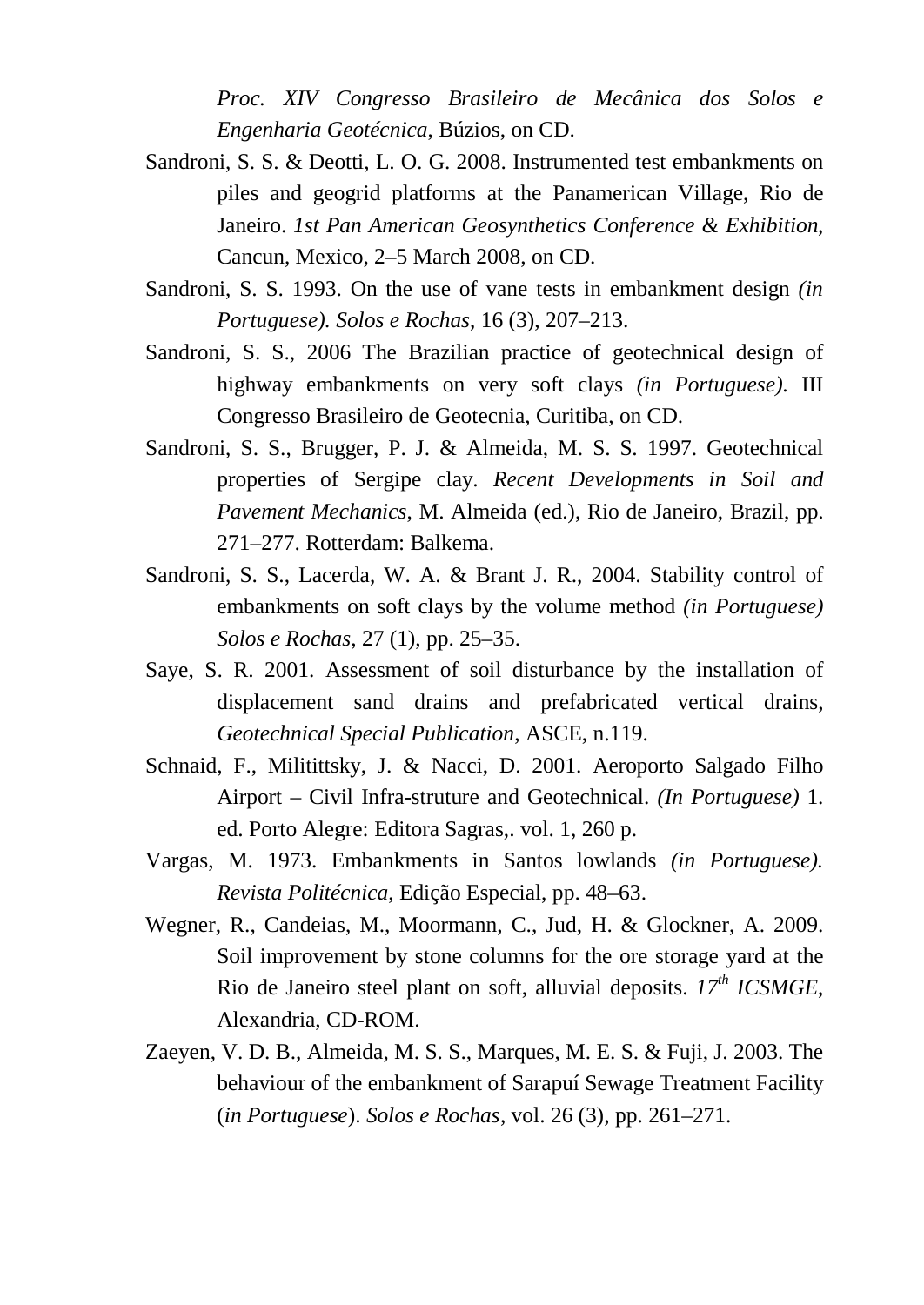*Proc. XIV Congresso Brasileiro de Mecânica dos Solos e Engenharia Geotécnica*, Búzios, on CD.

Sandroni, S. S. & Deotti, L. O. G. 2008. Instrumented test embankments on piles and geogrid platforms at the Panamerican Village, Rio de Janeiro. *1st Pan American Geosynthetics Conference & Exhibition*, Cancun, Mexico, 2–5 March 2008, on CD.

Sandroni, S. S. 1993. On the use of vane tests in embankment design *(in Portuguese). Solos e Rochas*, 16 (3), 207–213.

Sandroni, S. S., 2006 The Brazilian practice of geotechnical design of highway embankments on very soft clays *(in Portuguese)*. III Congresso Brasileiro de Geotecnia, Curitiba, on CD.

Sandroni, S. S., Brugger, P. J. & Almeida, M. S. S. 1997. Geotechnical properties of Sergipe clay. *Recent Developments in Soil and Pavement Mechanics*, M. Almeida (ed.), Rio de Janeiro, Brazil, pp. 271–277. Rotterdam: Balkema.

Sandroni, S. S., Lacerda, W. A. & Brant J. R., 2004. Stability control of embankments on soft clays by the volume method *(in Portuguese) Solos e Rochas*, 27 (1), pp. 25–35.

Saye, S. R. 2001. Assessment of soil disturbance by the installation of displacement sand drains and prefabricated vertical drains, *Geotechnical Special Publication*, ASCE, n.119.

Schnaid, F., Militittsky, J. & Nacci, D. 2001. Aeroporto Salgado Filho Airport – Civil Infra-struture and Geotechnical. *(In Portuguese)* 1. ed. Porto Alegre: Editora Sagras,. vol. 1, 260 p.

Vargas, M. 1973. Embankments in Santos lowlands *(in Portuguese). Revista Politécnica*, Edição Especial, pp. 48–63.

Wegner, R., Candeias, M., Moormann, C., Jud, H. & Glockner, A. 2009. Soil improvement by stone columns for the ore storage yard at the Rio de Janeiro steel plant on soft, alluvial deposits. *17th ICSMGE*, Alexandria, CD-ROM.

Zaeyen, V. D. B., Almeida, M. S. S., Marques, M. E. S. & Fuji, J. 2003. The behaviour of the embankment of Sarapuí Sewage Treatment Facility (*in Portuguese*). *Solos e Rochas*, vol. 26 (3), pp. 261–271.